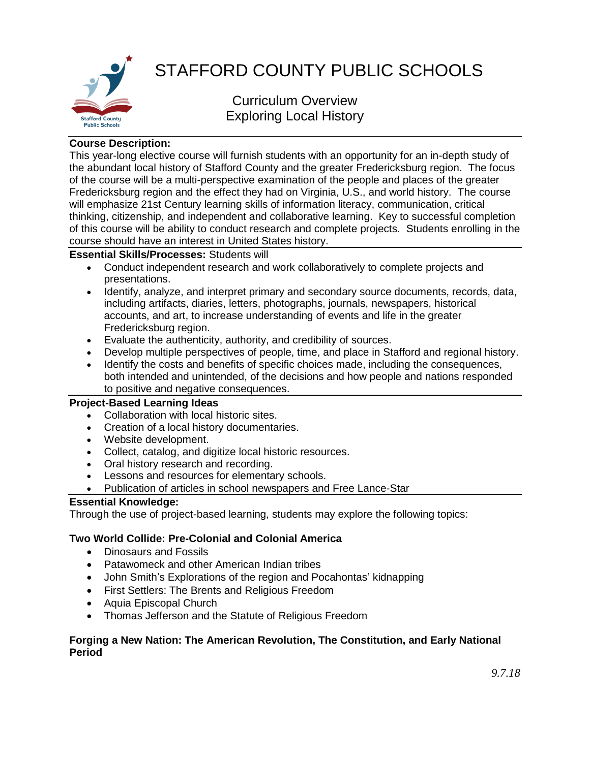# STAFFORD COUNTY PUBLIC SCHOOLS

## Curriculum Overview
## Exploring Local History

**Course Description:**
This year-long elective course will furnish students with an opportunity for an in-depth study of the abundant local history of Stafford County and the greater Fredericksburg region. The focus of the course will be a multi-perspective examination of the people and places of the greater Fredericksburg region and the effect they had on Virginia, U.S., and world history. The course will emphasize 21st Century learning skills of information literacy, communication, critical thinking, citizenship, and independent and collaborative learning. Key to successful completion of this course will be ability to conduct research and complete projects. Students enrolling in the course should have an interest in United States history.

**Essential Skills/Processes:** Students will

- Conduct independent research and work collaboratively to complete projects and presentations.
- Identify, analyze, and interpret primary and secondary source documents, records, data, including artifacts, diaries, letters, photographs, journals, newspapers, historical accounts, and art, to increase understanding of events and life in the greater Fredericksburg region.
- Evaluate the authenticity, authority, and credibility of sources.
- Develop multiple perspectives of people, time, and place in Stafford and regional history.
- Identify the costs and benefits of specific choices made, including the consequences, both intended and unintended, of the decisions and how people and nations responded to positive and negative consequences.

**Project-Based Learning Ideas**

- Collaboration with local historic sites.
- Creation of a local history documentaries.
- Website development.
- Collect, catalog, and digitize local historic resources.
- Oral history research and recording.
- Lessons and resources for elementary schools.
- Publication of articles in school newspapers and Free Lance-Star

**Essential Knowledge:**
Through the use of project-based learning, students may explore the following topics:

**Two World Collide: Pre-Colonial and Colonial America**

- Dinosaurs and Fossils
- Patawomeck and other American Indian tribes
- John Smith's Explorations of the region and Pocahontas' kidnapping
- First Settlers: The Brents and Religious Freedom
- Aquia Episcopal Church
- Thomas Jefferson and the Statute of Religious Freedom

**Forging a New Nation: The American Revolution, The Constitution, and Early National Period**

*9.7.18*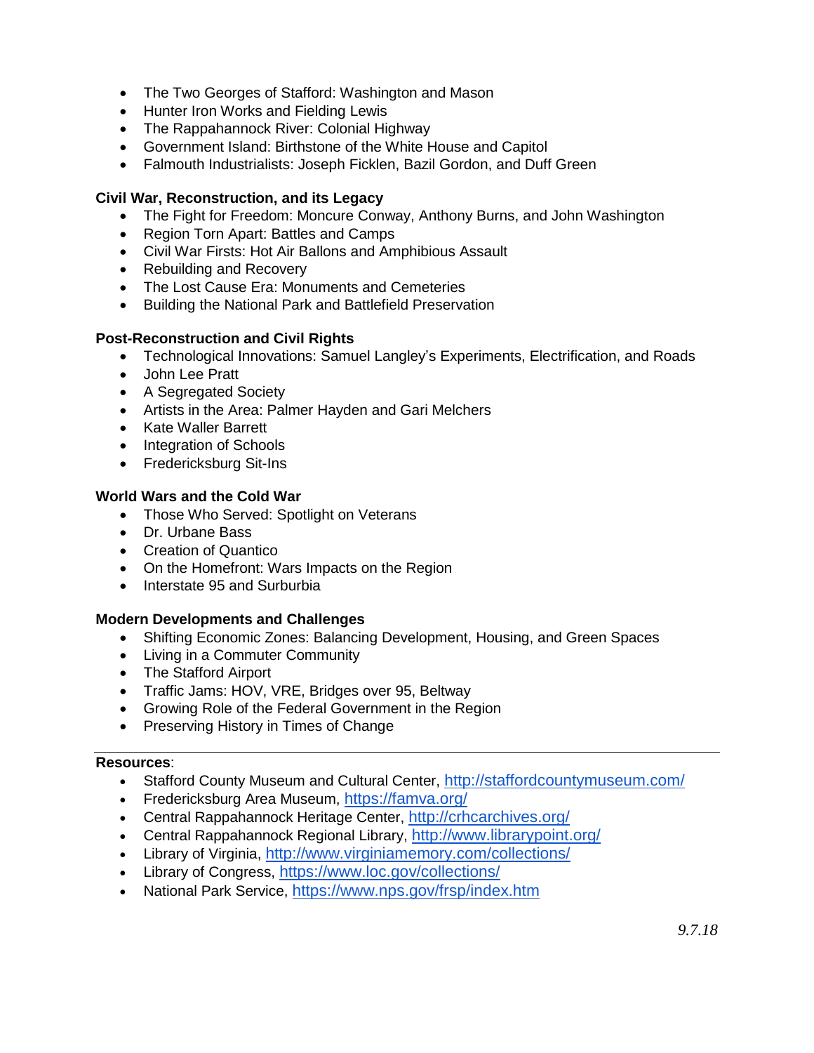- The Two Georges of Stafford: Washington and Mason
- Hunter Iron Works and Fielding Lewis
- The Rappahannock River: Colonial Highway
- Government Island: Birthstone of the White House and Capitol
- Falmouth Industrialists: Joseph Ficklen, Bazil Gordon, and Duff Green

**Civil War, Reconstruction, and its Legacy**

- The Fight for Freedom: Moncure Conway, Anthony Burns, and John Washington
- Region Torn Apart: Battles and Camps
- Civil War Firsts: Hot Air Ballons and Amphibious Assault
- Rebuilding and Recovery
- The Lost Cause Era: Monuments and Cemeteries
- Building the National Park and Battlefield Preservation

**Post-Reconstruction and Civil Rights**

- Technological Innovations: Samuel Langley's Experiments, Electrification, and Roads
- John Lee Pratt
- A Segregated Society
- Artists in the Area: Palmer Hayden and Gari Melchers
- Kate Waller Barrett
- Integration of Schools
- Fredericksburg Sit-Ins

**World Wars and the Cold War**

- Those Who Served: Spotlight on Veterans
- Dr. Urbane Bass
- Creation of Quantico
- On the Homefront: Wars Impacts on the Region
- Interstate 95 and Surburbia

**Modern Developments and Challenges**

- Shifting Economic Zones: Balancing Development, Housing, and Green Spaces
- Living in a Commuter Community
- The Stafford Airport
- Traffic Jams: HOV, VRE, Bridges over 95, Beltway
- Growing Role of the Federal Government in the Region
- Preserving History in Times of Change

---

**Resources**:

- Stafford County Museum and Cultural Center, http://staffordcountymuseum.com/
- Fredericksburg Area Museum, https://famva.org/
- Central Rappahannock Heritage Center, http://crhcarchives.org/
- Central Rappahannock Regional Library, http://www.librarypoint.org/
- Library of Virginia, http://www.virginiamemory.com/collections/
- Library of Congress, https://www.loc.gov/collections/
- National Park Service, https://www.nps.gov/frsp/index.htm

*9.7.18*